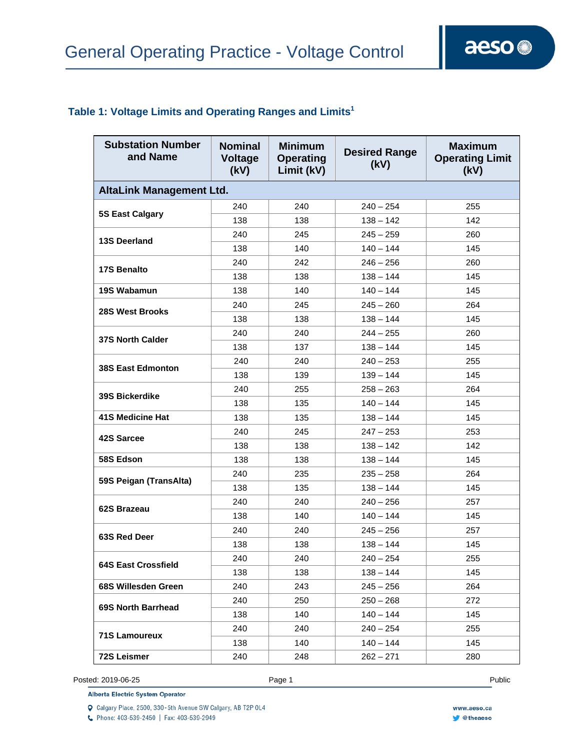# General Operating Practice - Voltage Control

### Table 1: Voltage Limits and Operating Ranges and Limits[1]

| Substation Number and Name | Nominal Voltage (kV) | Minimum Operating Limit (kV) | Desired Range (kV) | Maximum Operating Limit (kV) |
|---|---|---|---|---|
| **AltaLink Management Ltd.** | | | | |
| **5S East Calgary** | 240 | 240 | 240 – 254 | 255 |
| | 138 | 138 | 138 – 142 | 142 |
| **13S Deerland** | 240 | 245 | 245 – 259 | 260 |
| | 138 | 140 | 140 – 144 | 145 |
| **17S Benalto** | 240 | 242 | 246 – 256 | 260 |
| | 138 | 138 | 138 – 144 | 145 |
| **19S Wabamun** | 138 | 140 | 140 – 144 | 145 |
| **28S West Brooks** | 240 | 245 | 245 – 260 | 264 |
| | 138 | 138 | 138 – 144 | 145 |
| **37S North Calder** | 240 | 240 | 244 – 255 | 260 |
| | 138 | 137 | 138 – 144 | 145 |
| **38S East Edmonton** | 240 | 240 | 240 – 253 | 255 |
| | 138 | 139 | 139 – 144 | 145 |
| **39S Bickerdike** | 240 | 255 | 258 – 263 | 264 |
| | 138 | 135 | 140 – 144 | 145 |
| **41S Medicine Hat** | 138 | 135 | 138 – 144 | 145 |
| **42S Sarcee** | 240 | 245 | 247 – 253 | 253 |
| | 138 | 138 | 138 – 142 | 142 |
| **58S Edson** | 138 | 138 | 138 – 144 | 145 |
| **59S Peigan (TransAlta)** | 240 | 235 | 235 – 258 | 264 |
| | 138 | 135 | 138 – 144 | 145 |
| **62S Brazeau** | 240 | 240 | 240 – 256 | 257 |
| | 138 | 140 | 140 – 144 | 145 |
| **63S Red Deer** | 240 | 240 | 245 – 256 | 257 |
| | 138 | 138 | 138 – 144 | 145 |
| **64S East Crossfield** | 240 | 240 | 240 – 254 | 255 |
| | 138 | 138 | 138 – 144 | 145 |
| **68S Willesden Green** | 240 | 243 | 245 – 256 | 264 |
| **69S North Barrhead** | 240 | 250 | 250 – 268 | 272 |
| | 138 | 140 | 140 – 144 | 145 |
| **71S Lamoureux** | 240 | 240 | 240 – 254 | 255 |
| | 138 | 140 | 140 – 144 | 145 |
| **72S Leismer** | 240 | 248 | 262 – 271 | 280 |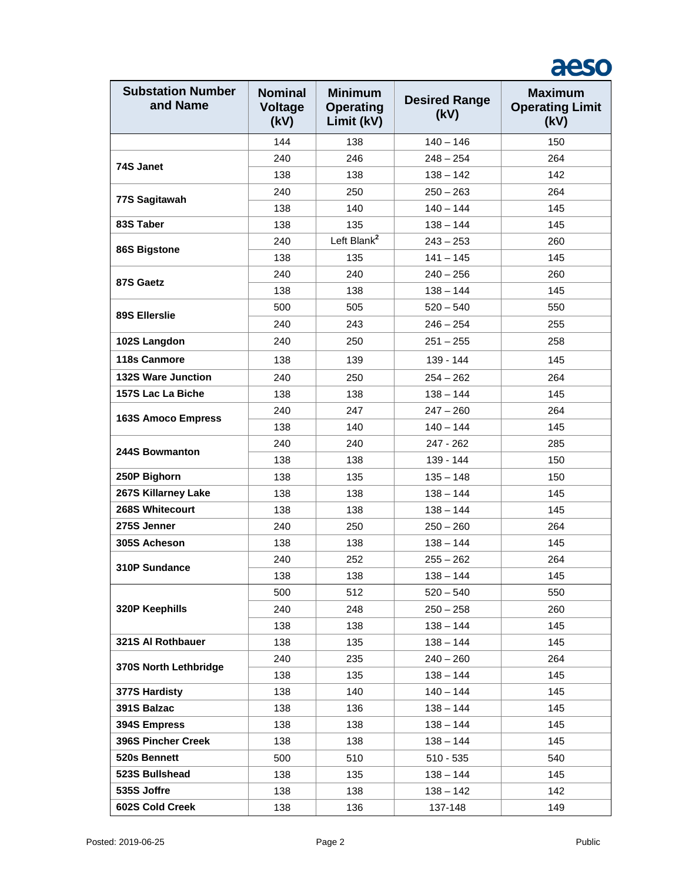| Substation Number and Name | Nominal Voltage (kV) | Minimum Operating Limit (kV) | Desired Range (kV) | Maximum Operating Limit (kV) |
|---|---|---|---|---|
| | 144 | 138 | 140 – 146 | 150 |
| 74S Janet | 240 | 246 | 248 – 254 | 264 |
| | 138 | 138 | 138 – 142 | 142 |
| 77S Sagitawah | 240 | 250 | 250 – 263 | 264 |
| | 138 | 140 | 140 – 144 | 145 |
| 83S Taber | 138 | 135 | 138 – 144 | 145 |
| 86S Bigstone | 240 | Left Blank[2] | 243 – 253 | 260 |
| | 138 | 135 | 141 – 145 | 145 |
| 87S Gaetz | 240 | 240 | 240 – 256 | 260 |
| | 138 | 138 | 138 – 144 | 145 |
| 89S Ellerslie | 500 | 505 | 520 – 540 | 550 |
| | 240 | 243 | 246 – 254 | 255 |
| 102S Langdon | 240 | 250 | 251 – 255 | 258 |
| 118s Canmore | 138 | 139 | 139 - 144 | 145 |
| 132S Ware Junction | 240 | 250 | 254 – 262 | 264 |
| 157S Lac La Biche | 138 | 138 | 138 – 144 | 145 |
| 163S Amoco Empress | 240 | 247 | 247 – 260 | 264 |
| | 138 | 140 | 140 – 144 | 145 |
| 244S Bowmanton | 240 | 240 | 247 - 262 | 285 |
| | 138 | 138 | 139 - 144 | 150 |
| 250P Bighorn | 138 | 135 | 135 – 148 | 150 |
| 267S Killarney Lake | 138 | 138 | 138 – 144 | 145 |
| 268S Whitecourt | 138 | 138 | 138 – 144 | 145 |
| 275S Jenner | 240 | 250 | 250 – 260 | 264 |
| 305S Acheson | 138 | 138 | 138 – 144 | 145 |
| 310P Sundance | 240 | 252 | 255 – 262 | 264 |
| | 138 | 138 | 138 – 144 | 145 |
| 320P Keephills | 500 | 512 | 520 – 540 | 550 |
| | 240 | 248 | 250 – 258 | 260 |
| | 138 | 138 | 138 – 144 | 145 |
| 321S Al Rothbauer | 138 | 135 | 138 – 144 | 145 |
| 370S North Lethbridge | 240 | 235 | 240 – 260 | 264 |
| | 138 | 135 | 138 – 144 | 145 |
| 377S Hardisty | 138 | 140 | 140 – 144 | 145 |
| 391S Balzac | 138 | 136 | 138 – 144 | 145 |
| 394S Empress | 138 | 138 | 138 – 144 | 145 |
| 396S Pincher Creek | 138 | 138 | 138 – 144 | 145 |
| 520s Bennett | 500 | 510 | 510 - 535 | 540 |
| 523S Bullshead | 138 | 135 | 138 – 144 | 145 |
| 535S Joffre | 138 | 138 | 138 – 142 | 142 |
| 602S Cold Creek | 138 | 136 | 137-148 | 149 |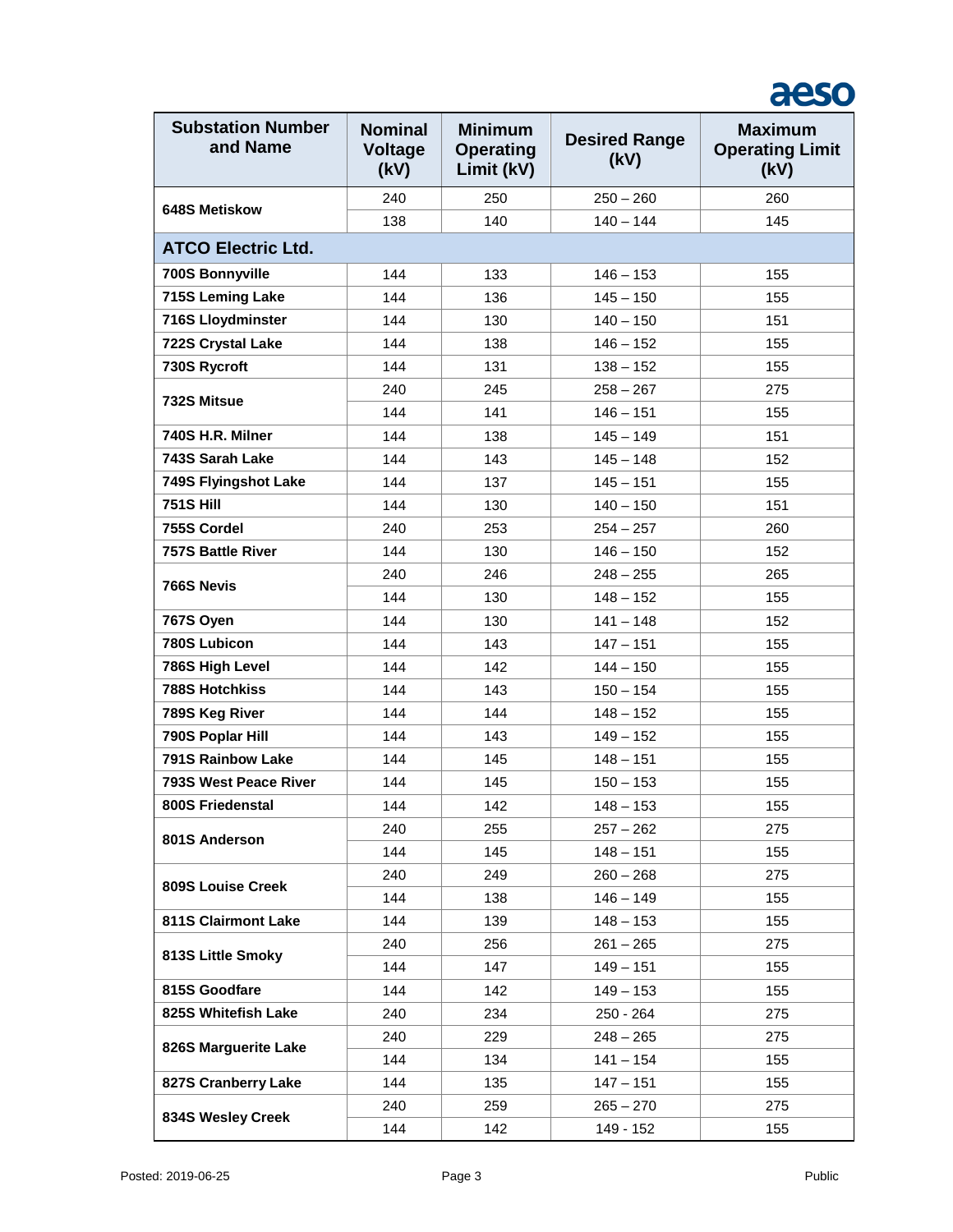| Substation Number and Name | Nominal Voltage (kV) | Minimum Operating Limit (kV) | Desired Range (kV) | Maximum Operating Limit (kV) |
|---|---|---|---|---|
| **648S Metiskow** | 240 | 250 | 250 – 260 | 260 |
| | 138 | 140 | 140 – 144 | 145 |
| **ATCO Electric Ltd.** | | | | |
| **700S Bonnyville** | 144 | 133 | 146 – 153 | 155 |
| **715S Leming Lake** | 144 | 136 | 145 – 150 | 155 |
| **716S Lloydminster** | 144 | 130 | 140 – 150 | 151 |
| **722S Crystal Lake** | 144 | 138 | 146 – 152 | 155 |
| **730S Rycroft** | 144 | 131 | 138 – 152 | 155 |
| **732S Mitsue** | 240 | 245 | 258 – 267 | 275 |
| | 144 | 141 | 146 – 151 | 155 |
| **740S H.R. Milner** | 144 | 138 | 145 – 149 | 151 |
| **743S Sarah Lake** | 144 | 143 | 145 – 148 | 152 |
| **749S Flyingshot Lake** | 144 | 137 | 145 – 151 | 155 |
| **751S Hill** | 144 | 130 | 140 – 150 | 151 |
| **755S Cordel** | 240 | 253 | 254 – 257 | 260 |
| **757S Battle River** | 144 | 130 | 146 – 150 | 152 |
| **766S Nevis** | 240 | 246 | 248 – 255 | 265 |
| | 144 | 130 | 148 – 152 | 155 |
| **767S Oyen** | 144 | 130 | 141 – 148 | 152 |
| **780S Lubicon** | 144 | 143 | 147 – 151 | 155 |
| **786S High Level** | 144 | 142 | 144 – 150 | 155 |
| **788S Hotchkiss** | 144 | 143 | 150 – 154 | 155 |
| **789S Keg River** | 144 | 144 | 148 – 152 | 155 |
| **790S Poplar Hill** | 144 | 143 | 149 – 152 | 155 |
| **791S Rainbow Lake** | 144 | 145 | 148 – 151 | 155 |
| **793S West Peace River** | 144 | 145 | 150 – 153 | 155 |
| **800S Friedenstal** | 144 | 142 | 148 – 153 | 155 |
| **801S Anderson** | 240 | 255 | 257 – 262 | 275 |
| | 144 | 145 | 148 – 151 | 155 |
| **809S Louise Creek** | 240 | 249 | 260 – 268 | 275 |
| | 144 | 138 | 146 – 149 | 155 |
| **811S Clairmont Lake** | 144 | 139 | 148 – 153 | 155 |
| **813S Little Smoky** | 240 | 256 | 261 – 265 | 275 |
| | 144 | 147 | 149 – 151 | 155 |
| **815S Goodfare** | 144 | 142 | 149 – 153 | 155 |
| **825S Whitefish Lake** | 240 | 234 | 250 - 264 | 275 |
| **826S Marguerite Lake** | 240 | 229 | 248 – 265 | 275 |
| | 144 | 134 | 141 – 154 | 155 |
| **827S Cranberry Lake** | 144 | 135 | 147 – 151 | 155 |
| **834S Wesley Creek** | 240 | 259 | 265 – 270 | 275 |
| | 144 | 142 | 149 - 152 | 155 |

Posted: 2019-06-25 Public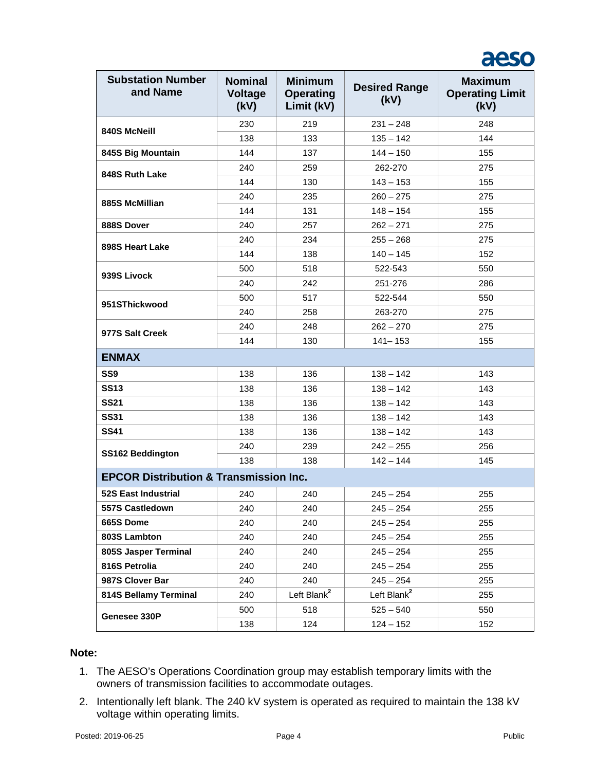| Substation Number and Name | Nominal Voltage (kV) | Minimum Operating Limit (kV) | Desired Range (kV) | Maximum Operating Limit (kV) |
|---|---|---|---|---|
| **840S McNeill** | 230 | 219 | 231 – 248 | 248 |
| | 138 | 133 | 135 – 142 | 144 |
| **845S Big Mountain** | 144 | 137 | 144 – 150 | 155 |
| **848S Ruth Lake** | 240 | 259 | 262-270 | 275 |
| | 144 | 130 | 143 – 153 | 155 |
| **885S McMillian** | 240 | 235 | 260 – 275 | 275 |
| | 144 | 131 | 148 – 154 | 155 |
| **888S Dover** | 240 | 257 | 262 – 271 | 275 |
| **898S Heart Lake** | 240 | 234 | 255 – 268 | 275 |
| | 144 | 138 | 140 – 145 | 152 |
| **939S Livock** | 500 | 518 | 522-543 | 550 |
| | 240 | 242 | 251-276 | 286 |
| **951SThickwood** | 500 | 517 | 522-544 | 550 |
| | 240 | 258 | 263-270 | 275 |
| **977S Salt Creek** | 240 | 248 | 262 – 270 | 275 |
| | 144 | 130 | 141– 153 | 155 |
| **ENMAX** | | | | |
| **SS9** | 138 | 136 | 138 – 142 | 143 |
| **SS13** | 138 | 136 | 138 – 142 | 143 |
| **SS21** | 138 | 136 | 138 – 142 | 143 |
| **SS31** | 138 | 136 | 138 – 142 | 143 |
| **SS41** | 138 | 136 | 138 – 142 | 143 |
| **SS162 Beddington** | 240 | 239 | 242 – 255 | 256 |
| | 138 | 138 | 142 – 144 | 145 |
| **EPCOR Distribution & Transmission Inc.** | | | | |
| **52S East Industrial** | 240 | 240 | 245 – 254 | 255 |
| **557S Castledown** | 240 | 240 | 245 – 254 | 255 |
| **665S Dome** | 240 | 240 | 245 – 254 | 255 |
| **803S Lambton** | 240 | 240 | 245 – 254 | 255 |
| **805S Jasper Terminal** | 240 | 240 | 245 – 254 | 255 |
| **816S Petrolia** | 240 | 240 | 245 – 254 | 255 |
| **987S Clover Bar** | 240 | 240 | 245 – 254 | 255 |
| **814S Bellamy Terminal** | 240 | Left Blank[2] | Left Blank[2] | 255 |
| **Genesee 330P** | 500 | 518 | 525 – 540 | 550 |
| | 138 | 124 | 124 – 152 | 152 |

**Note:**

1. The AESO's Operations Coordination group may establish temporary limits with the owners of transmission facilities to accommodate outages.
2. Intentionally left blank. The 240 kV system is operated as required to maintain the 138 kV voltage within operating limits.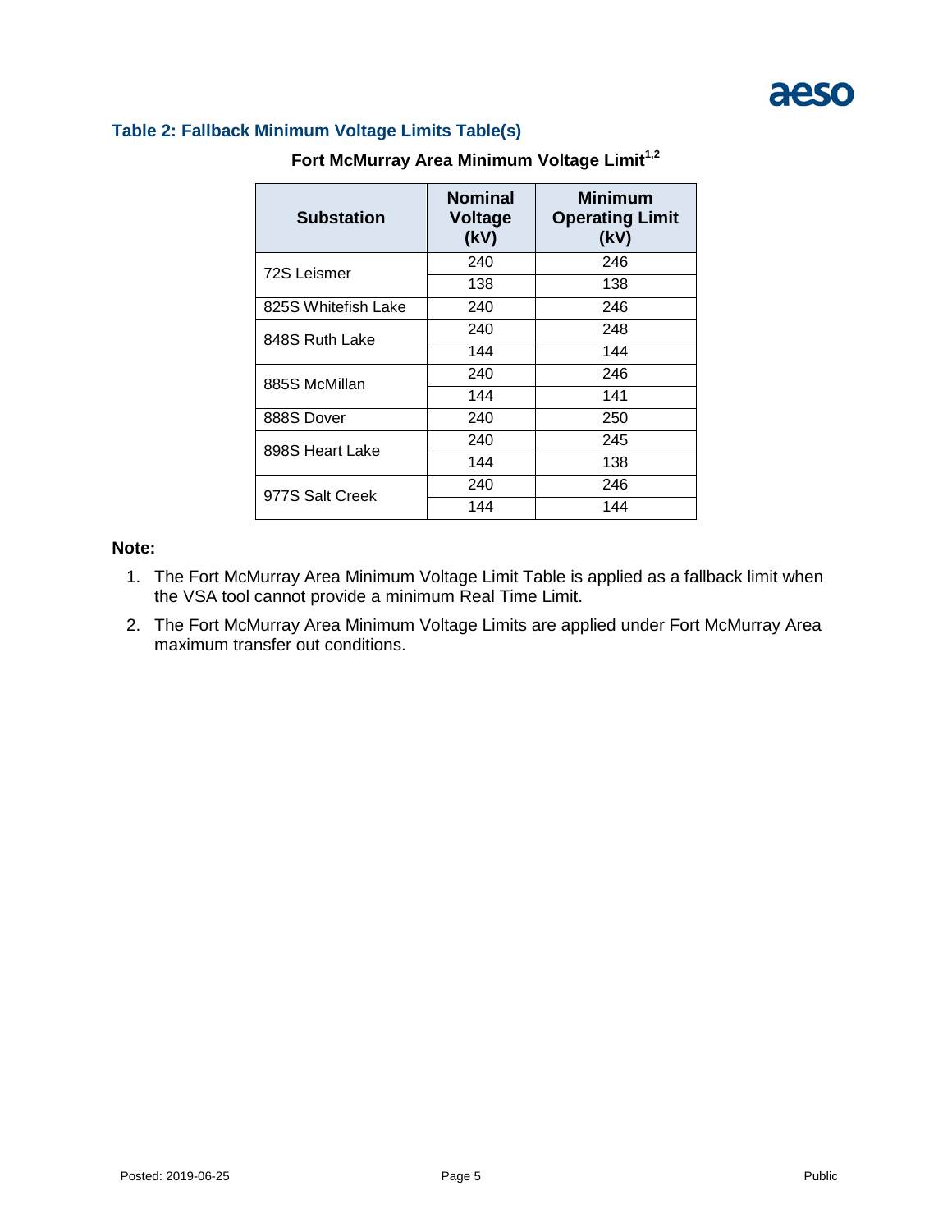### Table 2: Fallback Minimum Voltage Limits Table(s)

**Fort McMurray Area Minimum Voltage Limit[1,2]**

| Substation | Nominal Voltage (kV) | Minimum Operating Limit (kV) |
|---|---|---|
| 72S Leismer | 240 | 246 |
| | 138 | 138 |
| 825S Whitefish Lake | 240 | 246 |
| 848S Ruth Lake | 240 | 248 |
| | 144 | 144 |
| 885S McMillan | 240 | 246 |
| | 144 | 141 |
| 888S Dover | 240 | 250 |
| 898S Heart Lake | 240 | 245 |
| | 144 | 138 |
| 977S Salt Creek | 240 | 246 |
| | 144 | 144 |

**Note:**

1. The Fort McMurray Area Minimum Voltage Limit Table is applied as a fallback limit when the VSA tool cannot provide a minimum Real Time Limit.
2. The Fort McMurray Area Minimum Voltage Limits are applied under Fort McMurray Area maximum transfer out conditions.